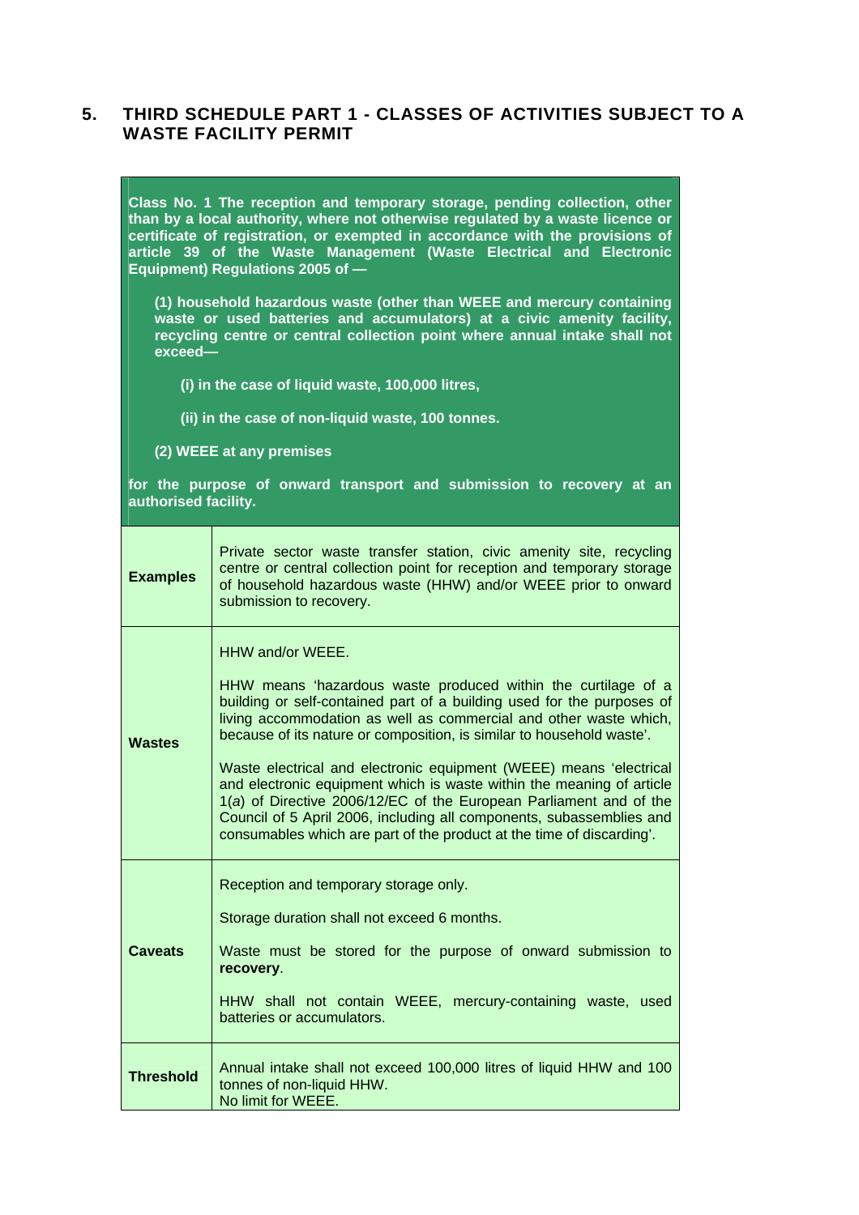## 5. THIRD SCHEDULE PART 1 - CLASSES OF ACTIVITIES SUBJECT TO A WASTE FACILITY PERMIT

**Class No. 1 The reception and temporary storage, pending collection, other than by a local authority, where not otherwise regulated by a waste licence or certificate of registration, or exempted in accordance with the provisions of article 39 of the Waste Management (Waste Electrical and Electronic Equipment) Regulations 2005 of —**

**(1) household hazardous waste (other than WEEE and mercury containing waste or used batteries and accumulators) at a civic amenity facility, recycling centre or central collection point where annual intake shall not exceed—**

**(i) in the case of liquid waste, 100,000 litres,**

**(ii) in the case of non-liquid waste, 100 tonnes.**

**(2) WEEE at any premises**

**for the purpose of onward transport and submission to recovery at an authorised facility.**

| | |
|---|---|
| **Examples** | Private sector waste transfer station, civic amenity site, recycling centre or central collection point for reception and temporary storage of household hazardous waste (HHW) and/or WEEE prior to onward submission to recovery. |
| **Wastes** | HHW and/or WEEE.<br><br>HHW means 'hazardous waste produced within the curtilage of a building or self-contained part of a building used for the purposes of living accommodation as well as commercial and other waste which, because of its nature or composition, is similar to household waste'.<br><br>Waste electrical and electronic equipment (WEEE) means 'electrical and electronic equipment which is waste within the meaning of article 1(*a*) of Directive 2006/12/EC of the European Parliament and of the Council of 5 April 2006, including all components, subassemblies and consumables which are part of the product at the time of discarding'. |
| **Caveats** | Reception and temporary storage only.<br><br>Storage duration shall not exceed 6 months.<br><br>Waste must be stored for the purpose of onward submission to **recovery**.<br><br>HHW shall not contain WEEE, mercury-containing waste, used batteries or accumulators. |
| **Threshold** | Annual intake shall not exceed 100,000 litres of liquid HHW and 100 tonnes of non-liquid HHW.<br>No limit for WEEE. |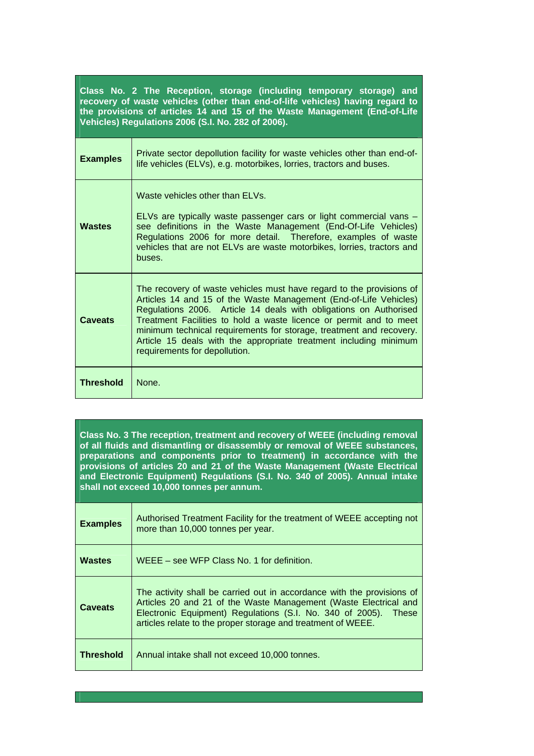| **Class No. 2 The Reception, storage (including temporary storage) and recovery of waste vehicles (other than end-of-life vehicles) having regard to the provisions of articles 14 and 15 of the Waste Management (End-of-Life Vehicles) Regulations 2006 (S.I. No. 282 of 2006).** | |
|---|---|
| **Examples** | Private sector depollution facility for waste vehicles other than end-of-life vehicles (ELVs), e.g. motorbikes, lorries, tractors and buses. |
| **Wastes** | Waste vehicles other than ELVs.<br><br>ELVs are typically waste passenger cars or light commercial vans – see definitions in the Waste Management (End-Of-Life Vehicles) Regulations 2006 for more detail. Therefore, examples of waste vehicles that are not ELVs are waste motorbikes, lorries, tractors and buses. |
| **Caveats** | The recovery of waste vehicles must have regard to the provisions of Articles 14 and 15 of the Waste Management (End-of-Life Vehicles) Regulations 2006. Article 14 deals with obligations on Authorised Treatment Facilities to hold a waste licence or permit and to meet minimum technical requirements for storage, treatment and recovery. Article 15 deals with the appropriate treatment including minimum requirements for depollution. |
| **Threshold** | None. |

| **Class No. 3 The reception, treatment and recovery of WEEE (including removal of all fluids and dismantling or disassembly or removal of WEEE substances, preparations and components prior to treatment) in accordance with the provisions of articles 20 and 21 of the Waste Management (Waste Electrical and Electronic Equipment) Regulations (S.I. No. 340 of 2005). Annual intake shall not exceed 10,000 tonnes per annum.** | |
|---|---|
| **Examples** | Authorised Treatment Facility for the treatment of WEEE accepting not more than 10,000 tonnes per year. |
| **Wastes** | WEEE – see WFP Class No. 1 for definition. |
| **Caveats** | The activity shall be carried out in accordance with the provisions of Articles 20 and 21 of the Waste Management (Waste Electrical and Electronic Equipment) Regulations (S.I. No. 340 of 2005). These articles relate to the proper storage and treatment of WEEE. |
| **Threshold** | Annual intake shall not exceed 10,000 tonnes. |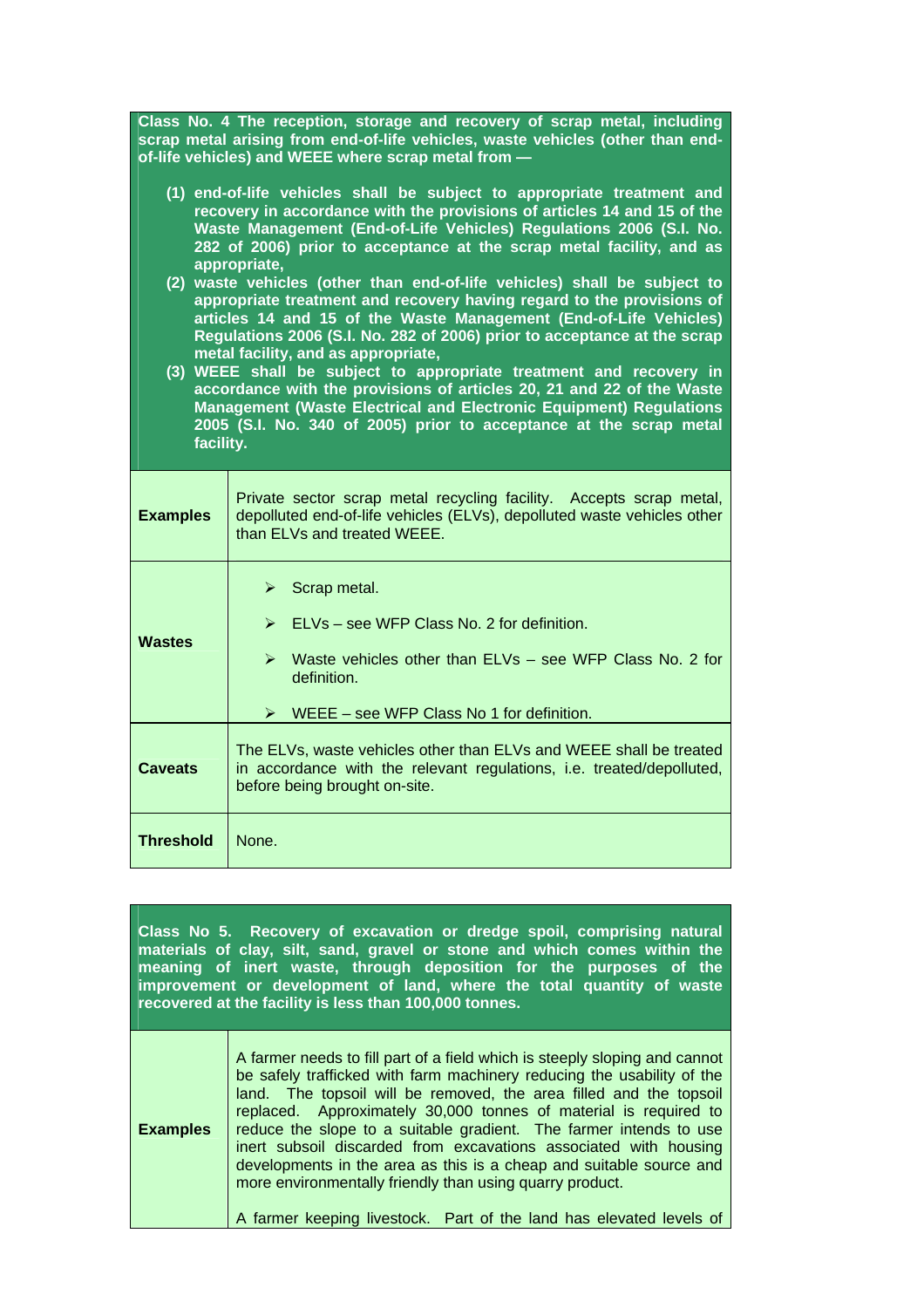| **Class No. 4 The reception, storage and recovery of scrap metal, including scrap metal arising from end-of-life vehicles, waste vehicles (other than end-of-life vehicles) and WEEE where scrap metal from —<br><br>(1) end-of-life vehicles shall be subject to appropriate treatment and recovery in accordance with the provisions of articles 14 and 15 of the Waste Management (End-of-Life Vehicles) Regulations 2006 (S.I. No. 282 of 2006) prior to acceptance at the scrap metal facility, and as appropriate,<br>(2) waste vehicles (other than end-of-life vehicles) shall be subject to appropriate treatment and recovery having regard to the provisions of articles 14 and 15 of the Waste Management (End-of-Life Vehicles) Regulations 2006 (S.I. No. 282 of 2006) prior to acceptance at the scrap metal facility, and as appropriate,<br>(3) WEEE shall be subject to appropriate treatment and recovery in accordance with the provisions of articles 20, 21 and 22 of the Waste Management (Waste Electrical and Electronic Equipment) Regulations 2005 (S.I. No. 340 of 2005) prior to acceptance at the scrap metal facility.** | |
|---|---|
| **Examples** | Private sector scrap metal recycling facility. Accepts scrap metal, depolluted end-of-life vehicles (ELVs), depolluted waste vehicles other than ELVs and treated WEEE. |
| **Wastes** | ➢ Scrap metal.<br>➢ ELVs – see WFP Class No. 2 for definition.<br>➢ Waste vehicles other than ELVs – see WFP Class No. 2 for definition.<br>➢ WEEE – see WFP Class No 1 for definition. |
| **Caveats** | The ELVs, waste vehicles other than ELVs and WEEE shall be treated in accordance with the relevant regulations, i.e. treated/depolluted, before being brought on-site. |
| **Threshold** | None. |

| **Class No 5. Recovery of excavation or dredge spoil, comprising natural materials of clay, silt, sand, gravel or stone and which comes within the meaning of inert waste, through deposition for the purposes of the improvement or development of land, where the total quantity of waste recovered at the facility is less than 100,000 tonnes.** | |
|---|---|
| **Examples** | A farmer needs to fill part of a field which is steeply sloping and cannot be safely trafficked with farm machinery reducing the usability of the land. The topsoil will be removed, the area filled and the topsoil replaced. Approximately 30,000 tonnes of material is required to reduce the slope to a suitable gradient. The farmer intends to use inert subsoil discarded from excavations associated with housing developments in the area as this is a cheap and suitable source and more environmentally friendly than using quarry product.<br><br>A farmer keeping livestock. Part of the land has elevated levels of |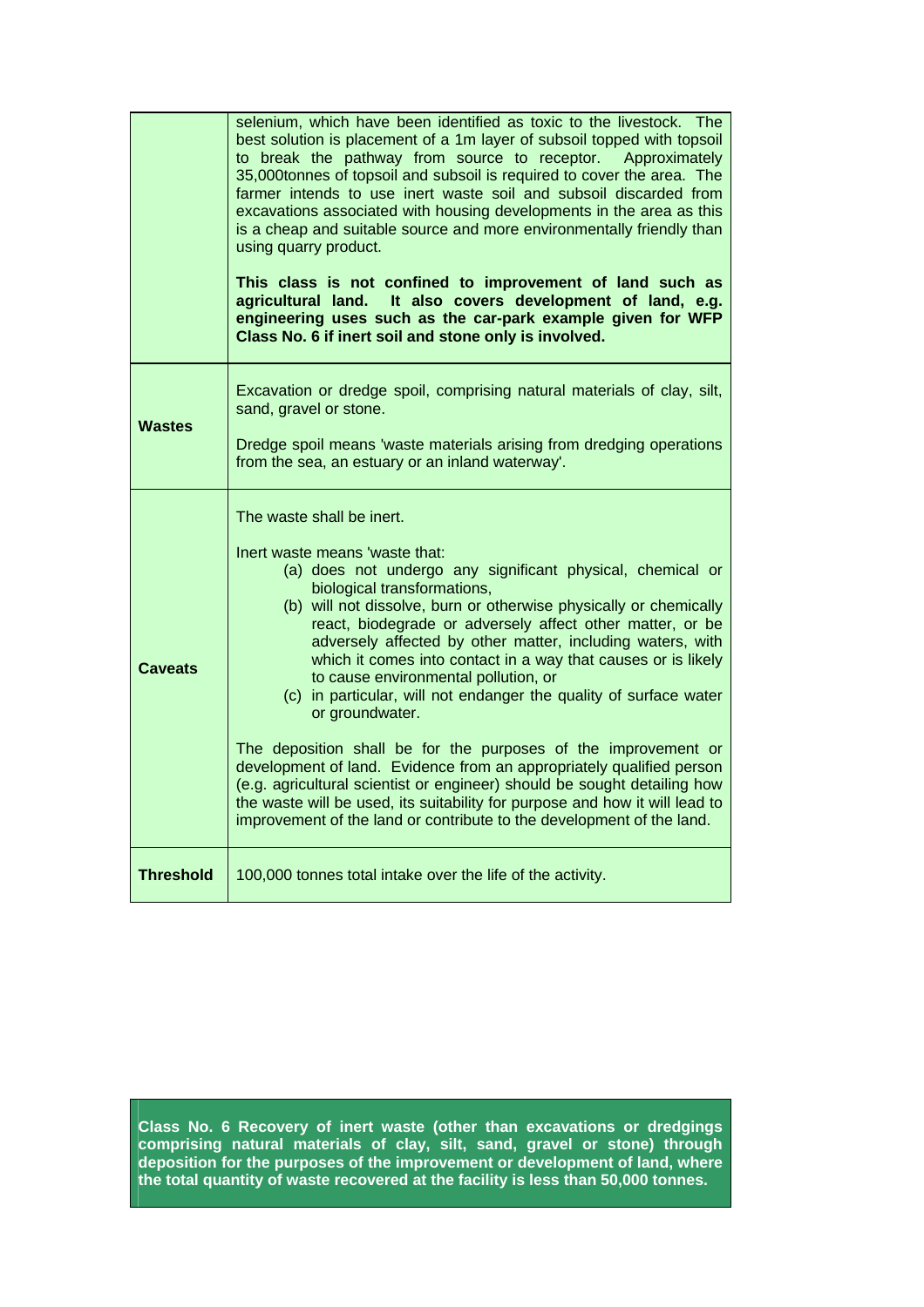| | |
|---|---|
| | selenium, which have been identified as toxic to the livestock. The best solution is placement of a 1m layer of subsoil topped with topsoil to break the pathway from source to receptor. Approximately 35,000tonnes of topsoil and subsoil is required to cover the area. The farmer intends to use inert waste soil and subsoil discarded from excavations associated with housing developments in the area as this is a cheap and suitable source and more environmentally friendly than using quarry product.<br><br>**This class is not confined to improvement of land such as agricultural land. It also covers development of land, e.g. engineering uses such as the car-park example given for WFP Class No. 6 if inert soil and stone only is involved.** |
| **Wastes** | Excavation or dredge spoil, comprising natural materials of clay, silt, sand, gravel or stone.<br><br>Dredge spoil means 'waste materials arising from dredging operations from the sea, an estuary or an inland waterway'. |
| **Caveats** | The waste shall be inert.<br><br>Inert waste means 'waste that:<br>(a) does not undergo any significant physical, chemical or biological transformations,<br>(b) will not dissolve, burn or otherwise physically or chemically react, biodegrade or adversely affect other matter, or be adversely affected by other matter, including waters, with which it comes into contact in a way that causes or is likely to cause environmental pollution, or<br>(c) in particular, will not endanger the quality of surface water or groundwater.<br><br>The deposition shall be for the purposes of the improvement or development of land. Evidence from an appropriately qualified person (e.g. agricultural scientist or engineer) should be sought detailing how the waste will be used, its suitability for purpose and how it will lead to improvement of the land or contribute to the development of the land. |
| **Threshold** | 100,000 tonnes total intake over the life of the activity. |

**Class No. 6 Recovery of inert waste (other than excavations or dredgings comprising natural materials of clay, silt, sand, gravel or stone) through deposition for the purposes of the improvement or development of land, where the total quantity of waste recovered at the facility is less than 50,000 tonnes.**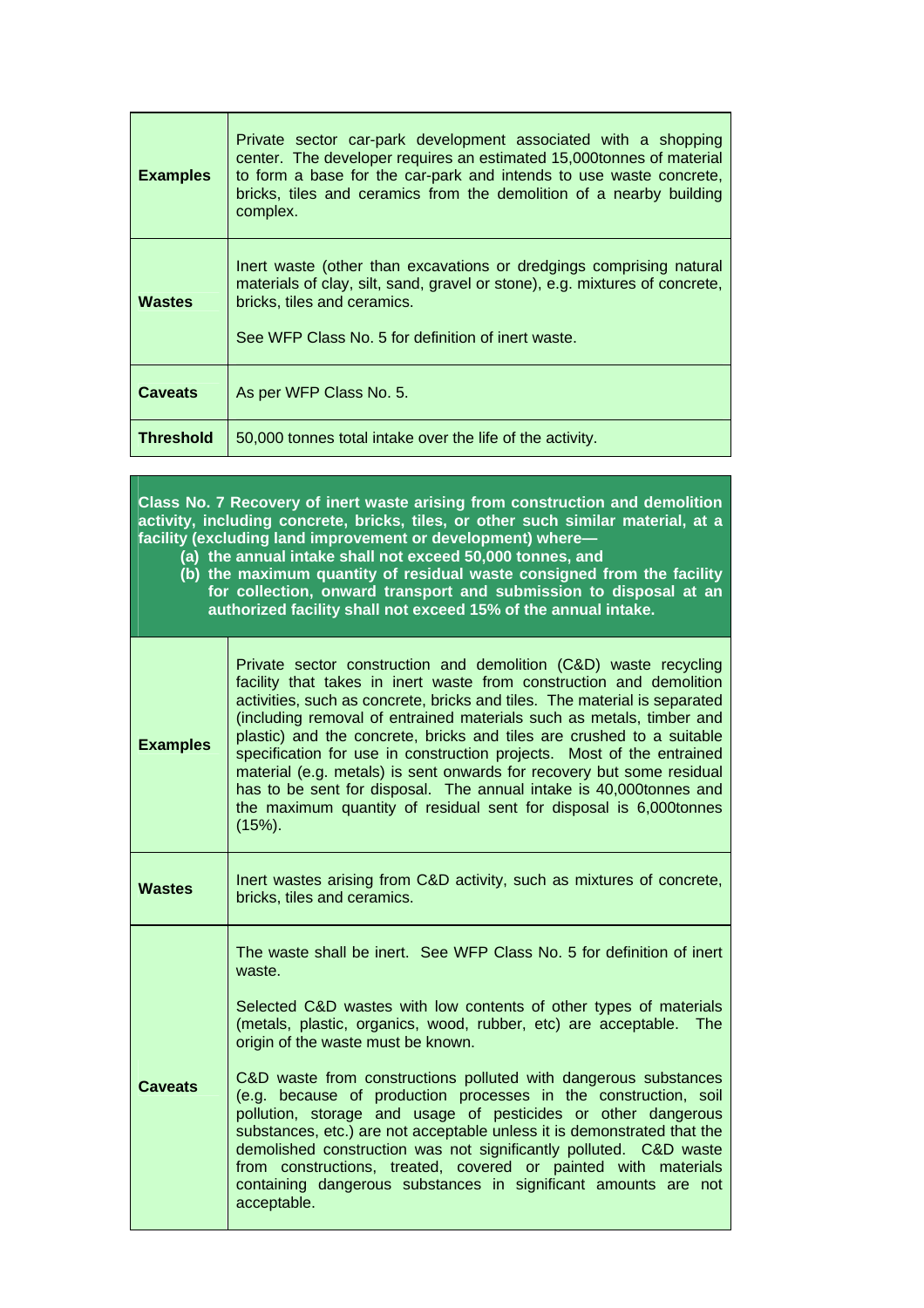| | |
|---|---|
| **Examples** | Private sector car-park development associated with a shopping center. The developer requires an estimated 15,000tonnes of material to form a base for the car-park and intends to use waste concrete, bricks, tiles and ceramics from the demolition of a nearby building complex. |
| **Wastes** | Inert waste (other than excavations or dredgings comprising natural materials of clay, silt, sand, gravel or stone), e.g. mixtures of concrete, bricks, tiles and ceramics.<br><br>See WFP Class No. 5 for definition of inert waste. |
| **Caveats** | As per WFP Class No. 5. |
| **Threshold** | 50,000 tonnes total intake over the life of the activity. |

**Class No. 7 Recovery of inert waste arising from construction and demolition activity, including concrete, bricks, tiles, or other such similar material, at a facility (excluding land improvement or development) where—**

**(a) the annual intake shall not exceed 50,000 tonnes, and**

**(b) the maximum quantity of residual waste consigned from the facility for collection, onward transport and submission to disposal at an authorized facility shall not exceed 15% of the annual intake.**

| | |
|---|---|
| **Examples** | Private sector construction and demolition (C&D) waste recycling facility that takes in inert waste from construction and demolition activities, such as concrete, bricks and tiles. The material is separated (including removal of entrained materials such as metals, timber and plastic) and the concrete, bricks and tiles are crushed to a suitable specification for use in construction projects. Most of the entrained material (e.g. metals) is sent onwards for recovery but some residual has to be sent for disposal. The annual intake is 40,000tonnes and the maximum quantity of residual sent for disposal is 6,000tonnes (15%). |
| **Wastes** | Inert wastes arising from C&D activity, such as mixtures of concrete, bricks, tiles and ceramics. |
| **Caveats** | The waste shall be inert. See WFP Class No. 5 for definition of inert waste.<br><br>Selected C&D wastes with low contents of other types of materials (metals, plastic, organics, wood, rubber, etc) are acceptable. The origin of the waste must be known.<br><br>C&D waste from constructions polluted with dangerous substances (e.g. because of production processes in the construction, soil pollution, storage and usage of pesticides or other dangerous substances, etc.) are not acceptable unless it is demonstrated that the demolished construction was not significantly polluted. C&D waste from constructions, treated, covered or painted with materials containing dangerous substances in significant amounts are not acceptable. |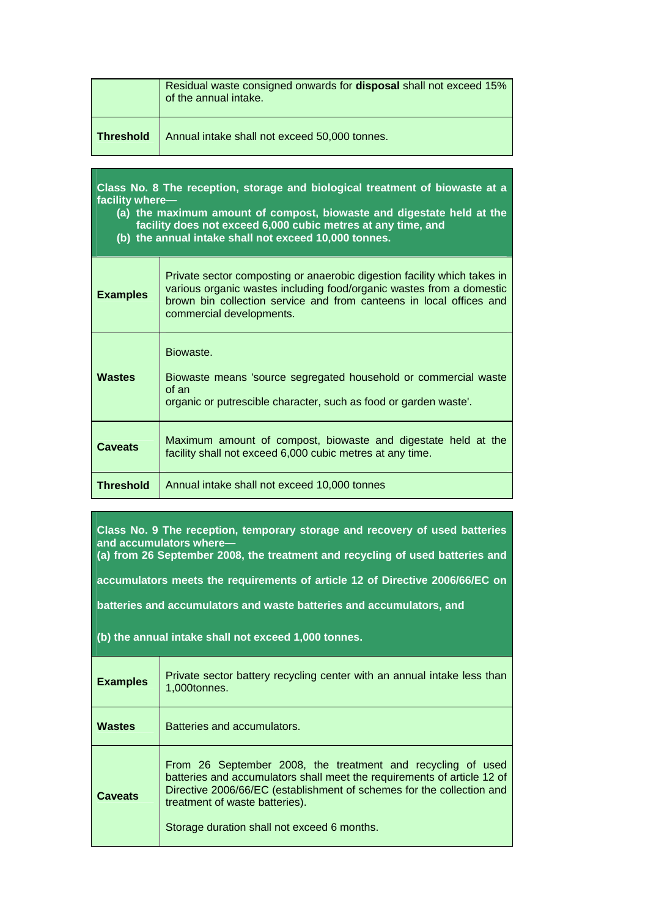| | |
|---|---|
| | Residual waste consigned onwards for **disposal** shall not exceed 15% of the annual intake. |
| **Threshold** | Annual intake shall not exceed 50,000 tonnes. |

| **Class No. 8 The reception, storage and biological treatment of biowaste at a facility where— (a) the maximum amount of compost, biowaste and digestate held at the facility does not exceed 6,000 cubic metres at any time, and (b) the annual intake shall not exceed 10,000 tonnes.** | |
|---|---|
| **Examples** | Private sector composting or anaerobic digestion facility which takes in various organic wastes including food/organic wastes from a domestic brown bin collection service and from canteens in local offices and commercial developments. |
| **Wastes** | Biowaste.<br><br>Biowaste means 'source segregated household or commercial waste of an organic or putrescible character, such as food or garden waste'. |
| **Caveats** | Maximum amount of compost, biowaste and digestate held at the facility shall not exceed 6,000 cubic metres at any time. |
| **Threshold** | Annual intake shall not exceed 10,000 tonnes |

| **Class No. 9 The reception, temporary storage and recovery of used batteries and accumulators where— (a) from 26 September 2008, the treatment and recycling of used batteries and accumulators meets the requirements of article 12 of Directive 2006/66/EC on batteries and accumulators and waste batteries and accumulators, and (b) the annual intake shall not exceed 1,000 tonnes.** | |
|---|---|
| **Examples** | Private sector battery recycling center with an annual intake less than 1,000tonnes. |
| **Wastes** | Batteries and accumulators. |
| **Caveats** | From 26 September 2008, the treatment and recycling of used batteries and accumulators shall meet the requirements of article 12 of Directive 2006/66/EC (establishment of schemes for the collection and treatment of waste batteries).<br><br>Storage duration shall not exceed 6 months. |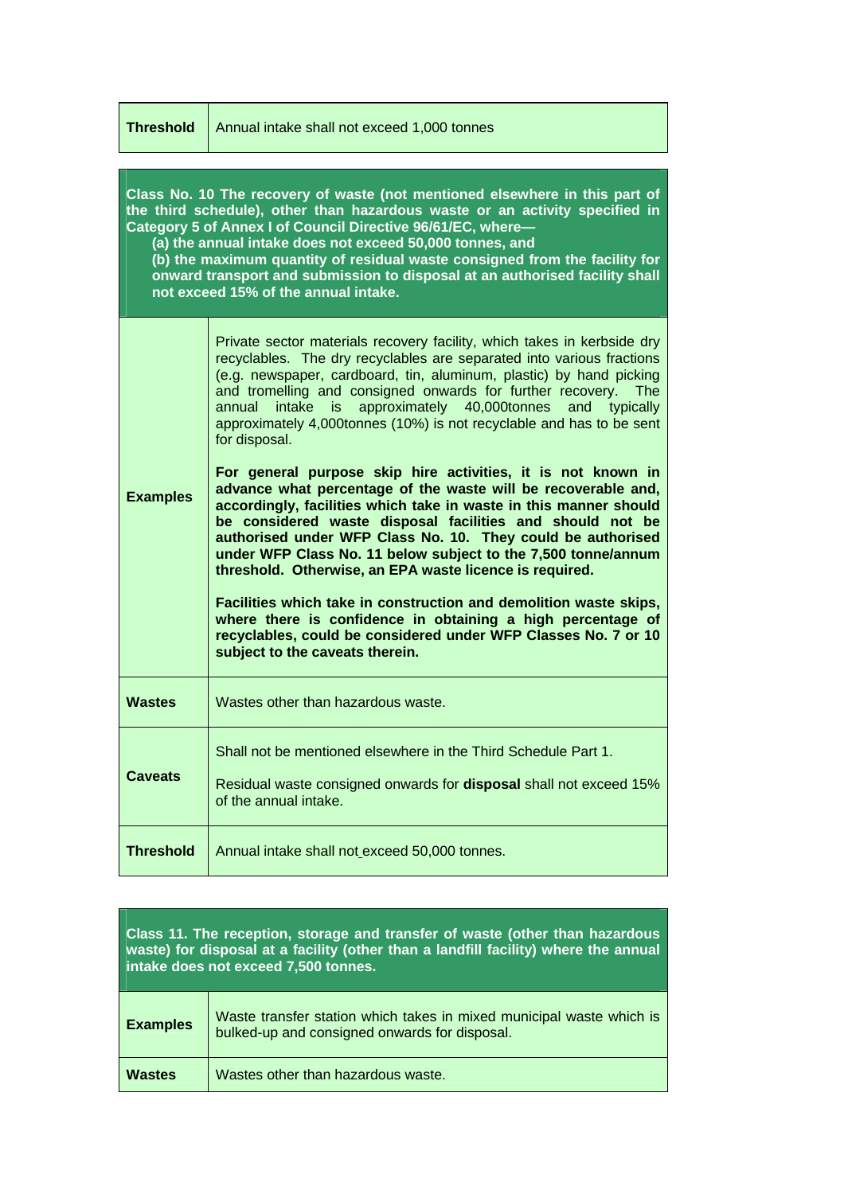| **Threshold** | Annual intake shall not exceed 1,000 tonnes |
|---|---|

| **Class No. 10 The recovery of waste (not mentioned elsewhere in this part of the third schedule), other than hazardous waste or an activity specified in Category 5 of Annex I of Council Directive 96/61/EC, where— (a) the annual intake does not exceed 50,000 tonnes, and (b) the maximum quantity of residual waste consigned from the facility for onward transport and submission to disposal at an authorised facility shall not exceed 15% of the annual intake.** | |
|---|---|
| **Examples** | Private sector materials recovery facility, which takes in kerbside dry recyclables. The dry recyclables are separated into various fractions (e.g. newspaper, cardboard, tin, aluminum, plastic) by hand picking and tromelling and consigned onwards for further recovery. The annual intake is approximately 40,000tonnes and typically approximately 4,000tonnes (10%) is not recyclable and has to be sent for disposal.<br><br>**For general purpose skip hire activities, it is not known in advance what percentage of the waste will be recoverable and, accordingly, facilities which take in waste in this manner should be considered waste disposal facilities and should not be authorised under WFP Class No. 10. They could be authorised under WFP Class No. 11 below subject to the 7,500 tonne/annum threshold. Otherwise, an EPA waste licence is required.**<br><br>**Facilities which take in construction and demolition waste skips, where there is confidence in obtaining a high percentage of recyclables, could be considered under WFP Classes No. 7 or 10 subject to the caveats therein.** |
| **Wastes** | Wastes other than hazardous waste. |
| **Caveats** | Shall not be mentioned elsewhere in the Third Schedule Part 1.<br><br>Residual waste consigned onwards for **disposal** shall not exceed 15% of the annual intake. |
| **Threshold** | Annual intake shall not exceed 50,000 tonnes. |

| **Class 11. The reception, storage and transfer of waste (other than hazardous waste) for disposal at a facility (other than a landfill facility) where the annual intake does not exceed 7,500 tonnes.** | |
|---|---|
| **Examples** | Waste transfer station which takes in mixed municipal waste which is bulked-up and consigned onwards for disposal. |
| **Wastes** | Wastes other than hazardous waste. |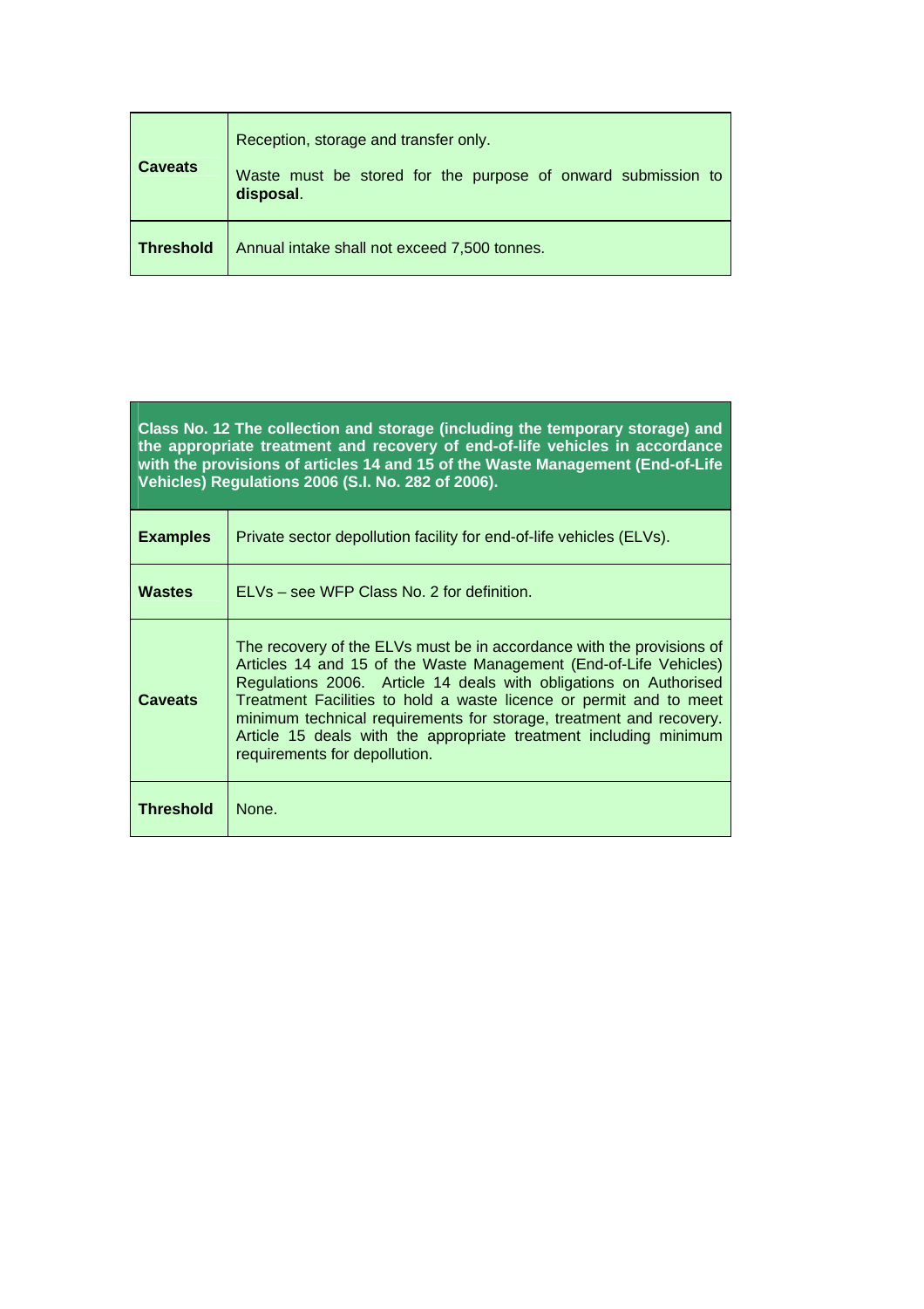| | |
|---|---|
| **Caveats** | Reception, storage and transfer only.<br><br>Waste must be stored for the purpose of onward submission to **disposal**. |
| **Threshold** | Annual intake shall not exceed 7,500 tonnes. |

| **Class No. 12 The collection and storage (including the temporary storage) and the appropriate treatment and recovery of end-of-life vehicles in accordance with the provisions of articles 14 and 15 of the Waste Management (End-of-Life Vehicles) Regulations 2006 (S.I. No. 282 of 2006).** | |
|---|---|
| **Examples** | Private sector depollution facility for end-of-life vehicles (ELVs). |
| **Wastes** | ELVs – see WFP Class No. 2 for definition. |
| **Caveats** | The recovery of the ELVs must be in accordance with the provisions of Articles 14 and 15 of the Waste Management (End-of-Life Vehicles) Regulations 2006. Article 14 deals with obligations on Authorised Treatment Facilities to hold a waste licence or permit and to meet minimum technical requirements for storage, treatment and recovery. Article 15 deals with the appropriate treatment including minimum requirements for depollution. |
| **Threshold** | None. |